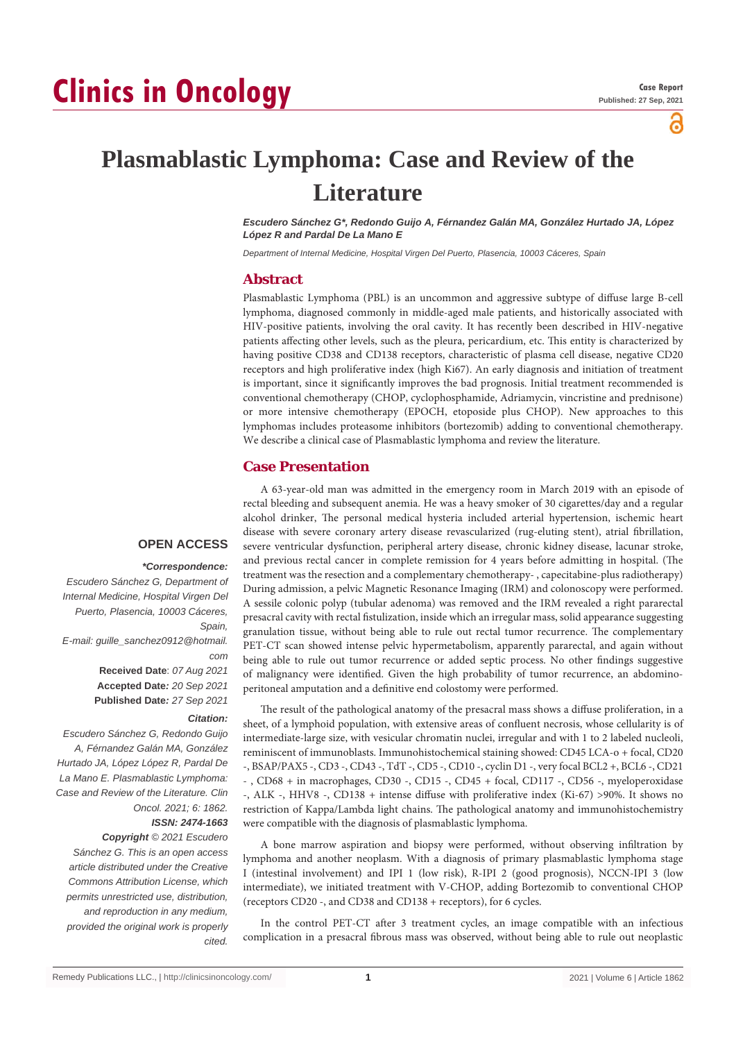# Plasmablastic Lymphoma: Case and Review of the Literature

***Escudero Sánchez G\*, Redondo Guijo A, Férnandez Galán MA, González Hurtado JA, López López R and Pardal De La Mano E***

*Department of Internal Medicine, Hospital Virgen Del Puerto, Plasencia, 10003 Cáceres, Spain*

## Abstract

Plasmablastic Lymphoma (PBL) is an uncommon and aggressive subtype of diffuse large B-cell lymphoma, diagnosed commonly in middle-aged male patients, and historically associated with HIV-positive patients, involving the oral cavity. It has recently been described in HIV-negative patients affecting other levels, such as the pleura, pericardium, etc. This entity is characterized by having positive CD38 and CD138 receptors, characteristic of plasma cell disease, negative CD20 receptors and high proliferative index (high Ki67). An early diagnosis and initiation of treatment is important, since it significantly improves the bad prognosis. Initial treatment recommended is conventional chemotherapy (CHOP, cyclophosphamide, Adriamycin, vincristine and prednisone) or more intensive chemotherapy (EPOCH, etoposide plus CHOP). New approaches to this lymphomas includes proteasome inhibitors (bortezomib) adding to conventional chemotherapy. We describe a clinical case of Plasmablastic lymphoma and review the literature.

## Case Presentation

A 63-year-old man was admitted in the emergency room in March 2019 with an episode of rectal bleeding and subsequent anemia. He was a heavy smoker of 30 cigarettes/day and a regular alcohol drinker, The personal medical hysteria included arterial hypertension, ischemic heart disease with severe coronary artery disease revascularized (rug-eluting stent), atrial fibrillation, severe ventricular dysfunction, peripheral artery disease, chronic kidney disease, lacunar stroke, and previous rectal cancer in complete remission for 4 years before admitting in hospital. (The treatment was the resection and a complementary chemotherapy- , capecitabine-plus radiotherapy) During admission, a pelvic Magnetic Resonance Imaging (IRM) and colonoscopy were performed. A sessile colonic polyp (tubular adenoma) was removed and the IRM revealed a right pararectal presacral cavity with rectal fistulization, inside which an irregular mass, solid appearance suggesting granulation tissue, without being able to rule out rectal tumor recurrence. The complementary PET-CT scan showed intense pelvic hypermetabolism, apparently pararectal, and again without being able to rule out tumor recurrence or added septic process. No other findings suggestive of malignancy were identified. Given the high probability of tumor recurrence, an abdomino-peritoneal amputation and a definitive end colostomy were performed.

The result of the pathological anatomy of the presacral mass shows a diffuse proliferation, in a sheet, of a lymphoid population, with extensive areas of confluent necrosis, whose cellularity is of intermediate-large size, with vesicular chromatin nuclei, irregular and with 1 to 2 labeled nucleoli, reminiscent of immunoblasts. Immunohistochemical staining showed: CD45 LCA-o + focal, CD20 -, BSAP/PAX5 -, CD3 -, CD43 -, TdT -, CD5 -, CD10 -, cyclin D1 -, very focal BCL2 +, BCL6 -, CD21 - , CD68 + in macrophages, CD30 -, CD15 -, CD45 + focal, CD117 -, CD56 -, myeloperoxidase -, ALK -, HHV8 -, CD138 + intense diffuse with proliferative index (Ki-67) >90%. It shows no restriction of Kappa/Lambda light chains. The pathological anatomy and immunohistochemistry were compatible with the diagnosis of plasmablastic lymphoma.

A bone marrow aspiration and biopsy were performed, without observing infiltration by lymphoma and another neoplasm. With a diagnosis of primary plasmablastic lymphoma stage I (intestinal involvement) and IPI 1 (low risk), R-IPI 2 (good prognosis), NCCN-IPI 3 (low intermediate), we initiated treatment with V-CHOP, adding Bortezomib to conventional CHOP (receptors CD20 -, and CD38 and CD138 + receptors), for 6 cycles.

In the control PET-CT after 3 treatment cycles, an image compatible with an infectious complication in a presacral fibrous mass was observed, without being able to rule out neoplastic

**OPEN ACCESS**

***\*Correspondence:***

*Escudero Sánchez G, Department of Internal Medicine, Hospital Virgen Del Puerto, Plasencia, 10003 Cáceres, Spain,*

*E-mail: guille_sanchez0912@hotmail.com*

**Received Date**: *07 Aug 2021*

**Accepted Date***: 20 Sep 2021*

**Published Date***: 27 Sep 2021*

***Citation:***

*Escudero Sánchez G, Redondo Guijo A, Férnandez Galán MA, González Hurtado JA, López López R, Pardal De La Mano E. Plasmablastic Lymphoma: Case and Review of the Literature. Clin Oncol. 2021; 6: 1862.*

***ISSN: 2474-1663***

***Copyright** © 2021 Escudero Sánchez G. This is an open access article distributed under the Creative Commons Attribution License, which permits unrestricted use, distribution, and reproduction in any medium, provided the original work is properly cited.*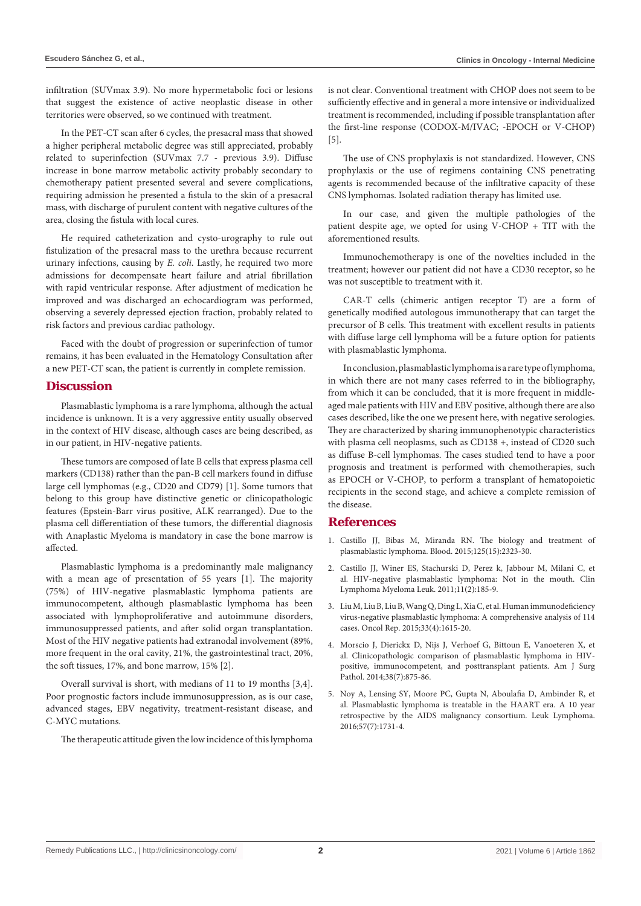infiltration (SUVmax 3.9). No more hypermetabolic foci or lesions that suggest the existence of active neoplastic disease in other territories were observed, so we continued with treatment.

In the PET-CT scan after 6 cycles, the presacral mass that showed a higher peripheral metabolic degree was still appreciated, probably related to superinfection (SUVmax 7.7 - previous 3.9). Diffuse increase in bone marrow metabolic activity probably secondary to chemotherapy patient presented several and severe complications, requiring admission he presented a fistula to the skin of a presacral mass, with discharge of purulent content with negative cultures of the area, closing the fistula with local cures.

He required catheterization and cysto-urography to rule out fistulization of the presacral mass to the urethra because recurrent urinary infections, causing by *E. coli*. Lastly, he required two more admissions for decompensate heart failure and atrial fibrillation with rapid ventricular response. After adjustment of medication he improved and was discharged an echocardiogram was performed, observing a severely depressed ejection fraction, probably related to risk factors and previous cardiac pathology.

Faced with the doubt of progression or superinfection of tumor remains, it has been evaluated in the Hematology Consultation after a new PET-CT scan, the patient is currently in complete remission.

## Discussion

Plasmablastic lymphoma is a rare lymphoma, although the actual incidence is unknown. It is a very aggressive entity usually observed in the context of HIV disease, although cases are being described, as in our patient, in HIV-negative patients.

These tumors are composed of late B cells that express plasma cell markers (CD138) rather than the pan-B cell markers found in diffuse large cell lymphomas (e.g., CD20 and CD79) [1]. Some tumors that belong to this group have distinctive genetic or clinicopathologic features (Epstein-Barr virus positive, ALK rearranged). Due to the plasma cell differentiation of these tumors, the differential diagnosis with Anaplastic Myeloma is mandatory in case the bone marrow is affected.

Plasmablastic lymphoma is a predominantly male malignancy with a mean age of presentation of 55 years [1]. The majority (75%) of HIV-negative plasmablastic lymphoma patients are immunocompetent, although plasmablastic lymphoma has been associated with lymphoproliferative and autoimmune disorders, immunosuppressed patients, and after solid organ transplantation. Most of the HIV negative patients had extranodal involvement (89%, more frequent in the oral cavity, 21%, the gastrointestinal tract, 20%, the soft tissues, 17%, and bone marrow, 15% [2].

Overall survival is short, with medians of 11 to 19 months [3,4]. Poor prognostic factors include immunosuppression, as is our case, advanced stages, EBV negativity, treatment-resistant disease, and C-MYC mutations.

The therapeutic attitude given the low incidence of this lymphoma is not clear. Conventional treatment with CHOP does not seem to be sufficiently effective and in general a more intensive or individualized treatment is recommended, including if possible transplantation after the first-line response (CODOX-M/IVAC; -EPOCH or V-CHOP) [5].

The use of CNS prophylaxis is not standardized. However, CNS prophylaxis or the use of regimens containing CNS penetrating agents is recommended because of the infiltrative capacity of these CNS lymphomas. Isolated radiation therapy has limited use.

In our case, and given the multiple pathologies of the patient despite age, we opted for using V-CHOP + TIT with the aforementioned results.

Immunochemotherapy is one of the novelties included in the treatment; however our patient did not have a CD30 receptor, so he was not susceptible to treatment with it.

CAR-T cells (chimeric antigen receptor T) are a form of genetically modified autologous immunotherapy that can target the precursor of B cells. This treatment with excellent results in patients with diffuse large cell lymphoma will be a future option for patients with plasmablastic lymphoma.

In conclusion, plasmablastic lymphoma is a rare type of lymphoma, in which there are not many cases referred to in the bibliography, from which it can be concluded, that it is more frequent in middle-aged male patients with HIV and EBV positive, although there are also cases described, like the one we present here, with negative serologies. They are characterized by sharing immunophenotypic characteristics with plasma cell neoplasms, such as CD138 +, instead of CD20 such as diffuse B-cell lymphomas. The cases studied tend to have a poor prognosis and treatment is performed with chemotherapies, such as EPOCH or V-CHOP, to perform a transplant of hematopoietic recipients in the second stage, and achieve a complete remission of the disease.

## References

1. Castillo JJ, Bibas M, Miranda RN. The biology and treatment of plasmablastic lymphoma. Blood. 2015;125(15):2323-30.
2. Castillo JJ, Winer ES, Stachurski D, Perez k, Jabbour M, Milani C, et al. HIV-negative plasmablastic lymphoma: Not in the mouth. Clin Lymphoma Myeloma Leuk. 2011;11(2):185-9.
3. Liu M, Liu B, Liu B, Wang Q, Ding L, Xia C, et al. Human immunodeficiency virus-negative plasmablastic lymphoma: A comprehensive analysis of 114 cases. Oncol Rep. 2015;33(4):1615-20.
4. Morscio J, Dierickx D, Nijs J, Verhoef G, Bittoun E, Vanoeteren X, et al. Clinicopathologic comparison of plasmablastic lymphoma in HIV-positive, immunocompetent, and posttransplant patients. Am J Surg Pathol. 2014;38(7):875-86.
5. Noy A, Lensing SY, Moore PC, Gupta N, Aboulafia D, Ambinder R, et al. Plasmablastic lymphoma is treatable in the HAART era. A 10 year retrospective by the AIDS malignancy consortium. Leuk Lymphoma. 2016;57(7):1731-4.